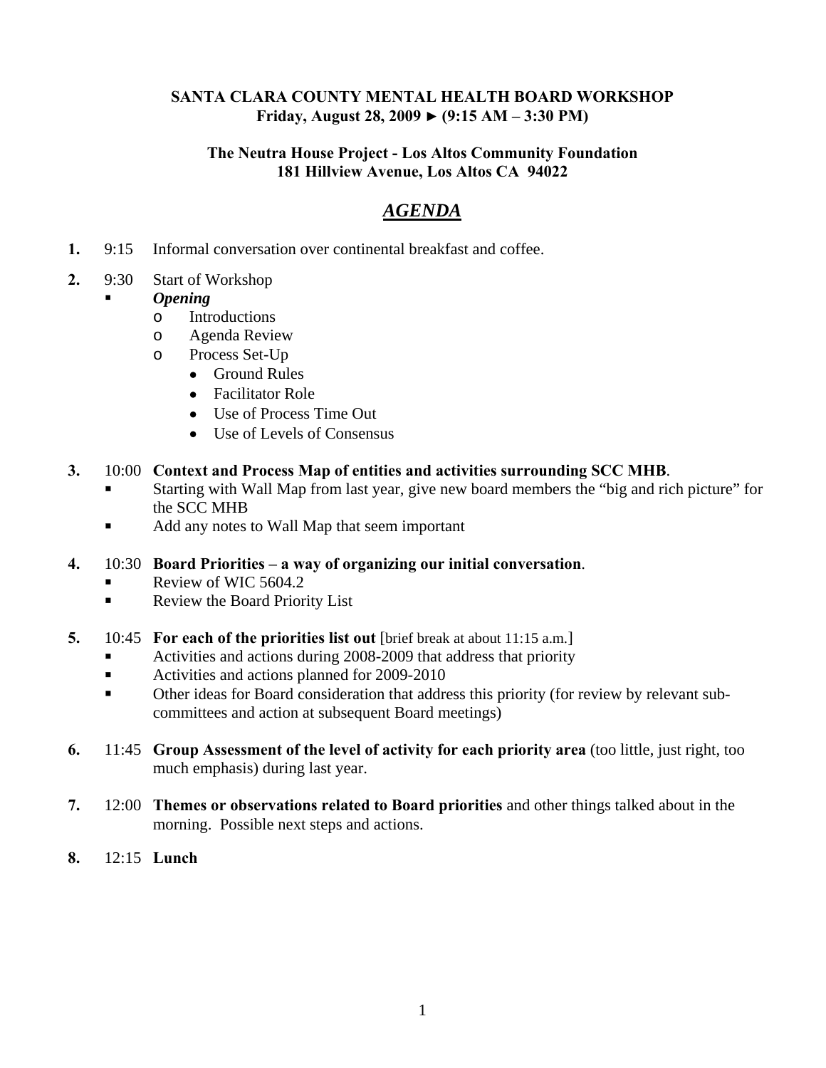**SANTA CLARA COUNTY MENTAL HEALTH BOARD WORKSHOP**
**Friday, August 28, 2009 ► (9:15 AM – 3:30 PM)**

**The Neutra House Project - Los Altos Community Foundation**
**181 Hillview Avenue, Los Altos CA 94022**

# ***AGENDA***

1. 9:15 Informal conversation over continental breakfast and coffee.

2. 9:30 Start of Workshop
   - ***Opening***
     - Introductions
     - Agenda Review
     - Process Set-Up
       - Ground Rules
       - Facilitator Role
       - Use of Process Time Out
       - Use of Levels of Consensus

3. 10:00 **Context and Process Map of entities and activities surrounding SCC MHB**.
   - Starting with Wall Map from last year, give new board members the "big and rich picture" for the SCC MHB
   - Add any notes to Wall Map that seem important

4. 10:30 **Board Priorities – a way of organizing our initial conversation**.
   - Review of WIC 5604.2
   - Review the Board Priority List

5. 10:45 **For each of the priorities list out** [brief break at about 11:15 a.m.]
   - Activities and actions during 2008-2009 that address that priority
   - Activities and actions planned for 2009-2010
   - Other ideas for Board consideration that address this priority (for review by relevant sub-committees and action at subsequent Board meetings)

6. 11:45 **Group Assessment of the level of activity for each priority area** (too little, just right, too much emphasis) during last year.

7. 12:00 **Themes or observations related to Board priorities** and other things talked about in the morning. Possible next steps and actions.

8. 12:15 **Lunch**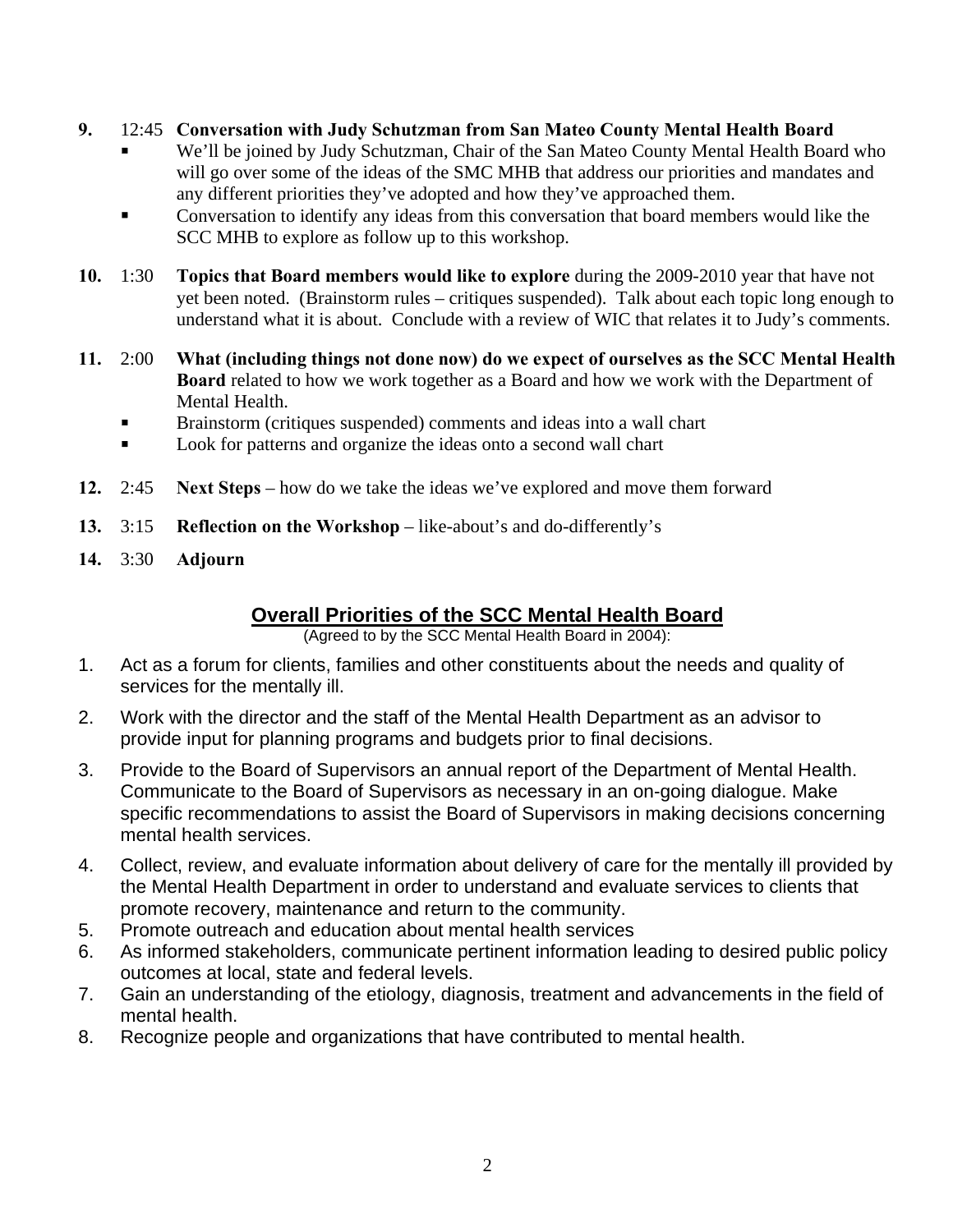**9.** 12:45 **Conversation with Judy Schutzman from San Mateo County Mental Health Board**

- We'll be joined by Judy Schutzman, Chair of the San Mateo County Mental Health Board who will go over some of the ideas of the SMC MHB that address our priorities and mandates and any different priorities they've adopted and how they've approached them.
- Conversation to identify any ideas from this conversation that board members would like the SCC MHB to explore as follow up to this workshop.

**10.** 1:30 **Topics that Board members would like to explore** during the 2009-2010 year that have not yet been noted. (Brainstorm rules – critiques suspended). Talk about each topic long enough to understand what it is about. Conclude with a review of WIC that relates it to Judy's comments.

**11.** 2:00 **What (including things not done now) do we expect of ourselves as the SCC Mental Health Board** related to how we work together as a Board and how we work with the Department of Mental Health.

- Brainstorm (critiques suspended) comments and ideas into a wall chart
- Look for patterns and organize the ideas onto a second wall chart

**12.** 2:45 **Next Steps** – how do we take the ideas we've explored and move them forward

**13.** 3:15 **Reflection on the Workshop** – like-about's and do-differently's

**14.** 3:30 **Adjourn**

## Overall Priorities of the SCC Mental Health Board

(Agreed to by the SCC Mental Health Board in 2004):

1. Act as a forum for clients, families and other constituents about the needs and quality of services for the mentally ill.
2. Work with the director and the staff of the Mental Health Department as an advisor to provide input for planning programs and budgets prior to final decisions.
3. Provide to the Board of Supervisors an annual report of the Department of Mental Health. Communicate to the Board of Supervisors as necessary in an on-going dialogue. Make specific recommendations to assist the Board of Supervisors in making decisions concerning mental health services.
4. Collect, review, and evaluate information about delivery of care for the mentally ill provided by the Mental Health Department in order to understand and evaluate services to clients that promote recovery, maintenance and return to the community.
5. Promote outreach and education about mental health services
6. As informed stakeholders, communicate pertinent information leading to desired public policy outcomes at local, state and federal levels.
7. Gain an understanding of the etiology, diagnosis, treatment and advancements in the field of mental health.
8. Recognize people and organizations that have contributed to mental health.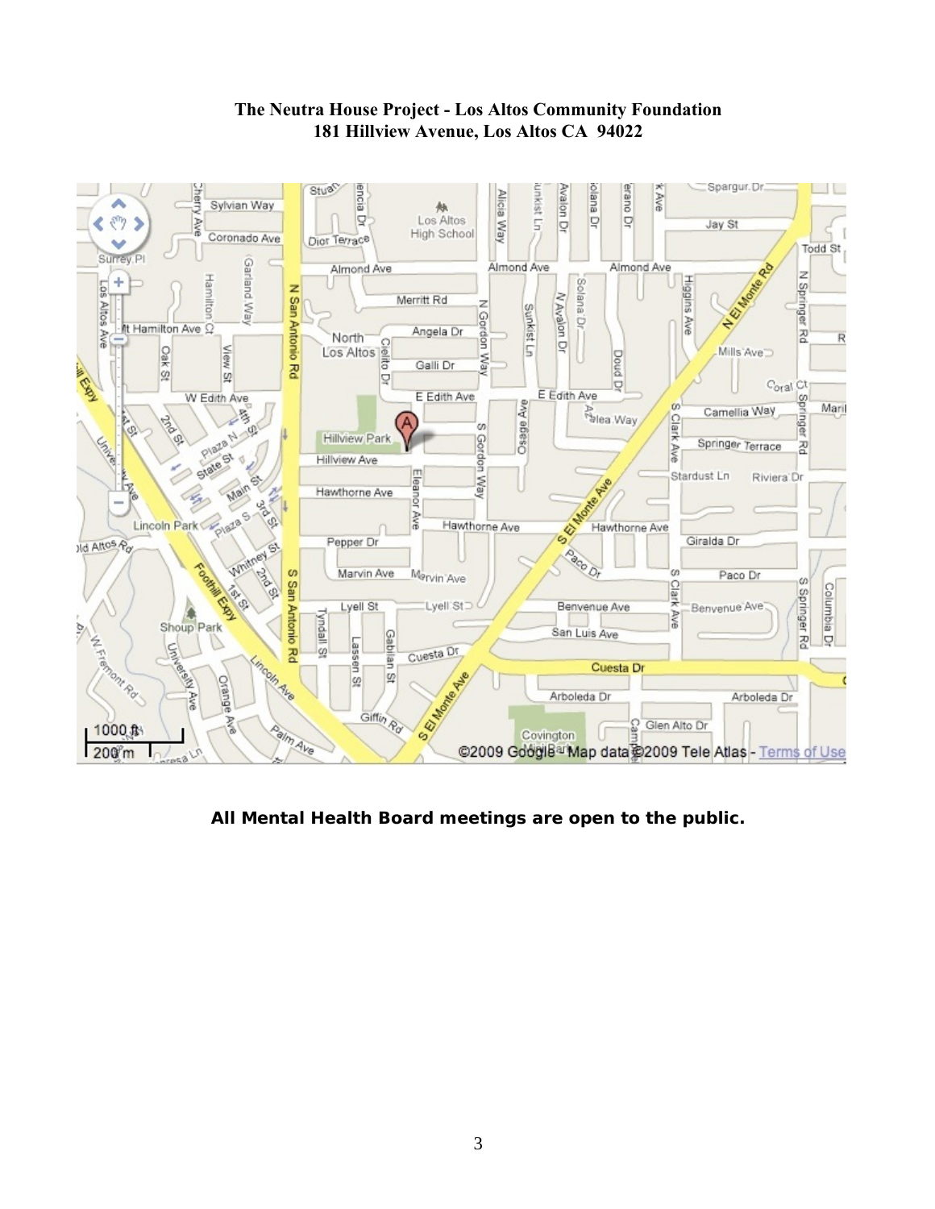**The Neutra House Project - Los Altos Community Foundation**
**181 Hillview Avenue, Los Altos CA 94022**

**All Mental Health Board meetings are open to the public.**